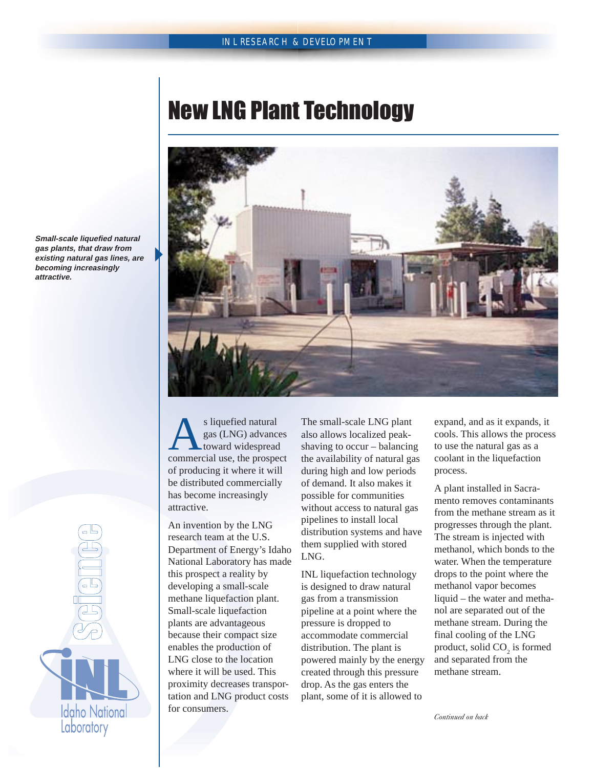# New LNG Plant Technology

***Small-scale liquefied natural gas plants, that draw from existing natural gas lines, are becoming increasingly attractive.***

As liquefied natural gas (LNG) advances toward widespread commercial use, the prospect of producing it where it will be distributed commercially has become increasingly attractive.

An invention by the LNG research team at the U.S. Department of Energy's Idaho National Laboratory has made this prospect a reality by developing a small-scale methane liquefaction plant. Small-scale liquefaction plants are advantageous because their compact size enables the production of LNG close to the location where it will be used. This proximity decreases transportation and LNG product costs for consumers.

The small-scale LNG plant also allows localized peak-shaving to occur – balancing the availability of natural gas during high and low periods of demand. It also makes it possible for communities without access to natural gas pipelines to install local distribution systems and have them supplied with stored LNG.

INL liquefaction technology is designed to draw natural gas from a transmission pipeline at a point where the pressure is dropped to accommodate commercial distribution. The plant is powered mainly by the energy created through this pressure drop. As the gas enters the plant, some of it is allowed to expand, and as it expands, it cools. This allows the process to use the natural gas as a coolant in the liquefaction process.

A plant installed in Sacramento removes contaminants from the methane stream as it progresses through the plant. The stream is injected with methanol, which bonds to the water. When the temperature drops to the point where the methanol vapor becomes liquid – the water and methanol are separated out of the methane stream. During the final cooling of the LNG product, solid $CO_2$ is formed and separated from the methane stream.

*Continued on back*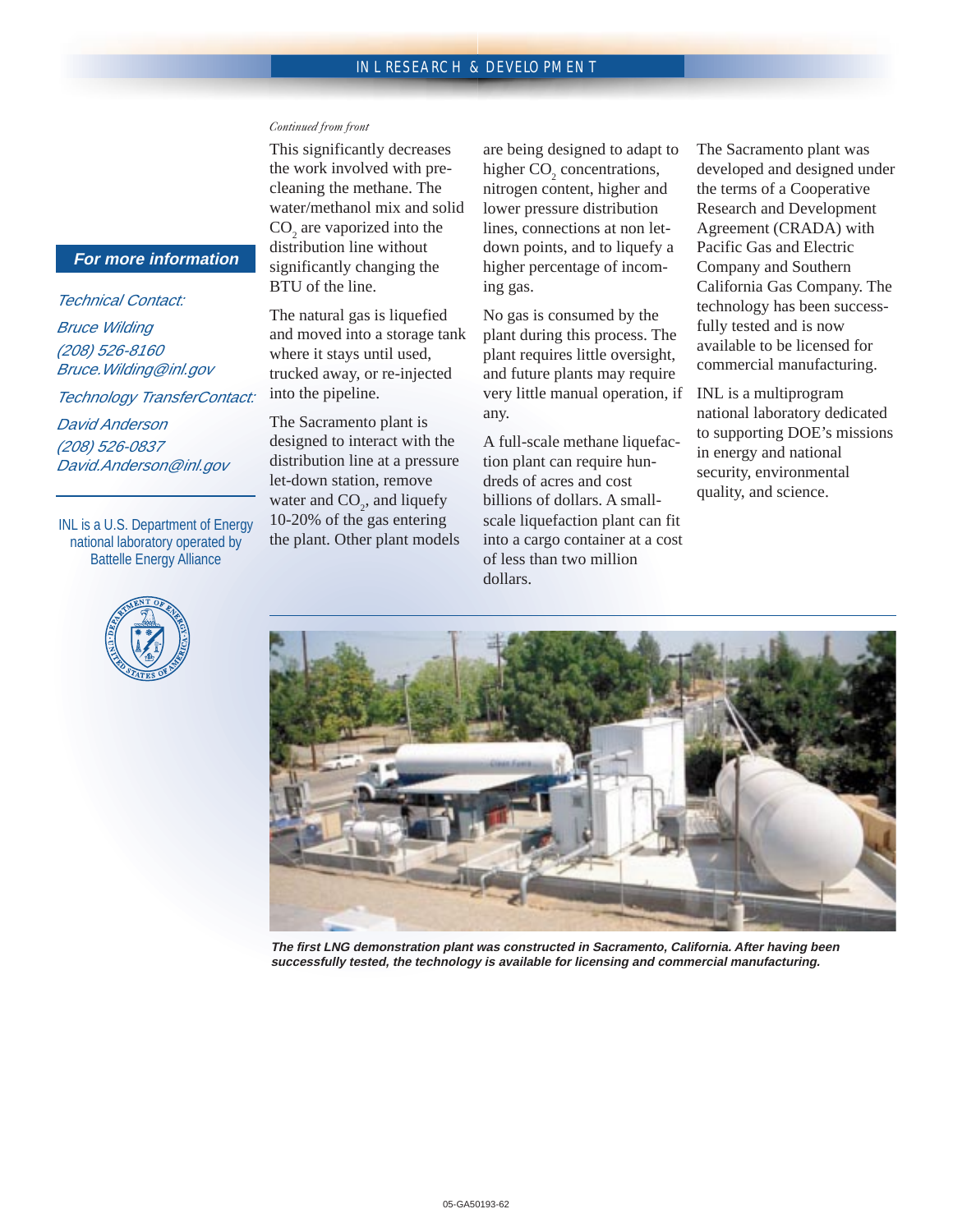*Continued from front*

This significantly decreases the work involved with pre-cleaning the methane. The water/methanol mix and solid $CO_2$ are vaporized into the distribution line without significantly changing the BTU of the line.

The natural gas is liquefied and moved into a storage tank where it stays until used, trucked away, or re-injected into the pipeline.

The Sacramento plant is designed to interact with the distribution line at a pressure let-down station, remove water and $CO_2$, and liquefy 10-20% of the gas entering the plant. Other plant models are being designed to adapt to higher $CO_2$ concentrations, nitrogen content, higher and lower pressure distribution lines, connections at non let-down points, and to liquefy a higher percentage of incoming gas.

No gas is consumed by the plant during this process. The plant requires little oversight, and future plants may require very little manual operation, if any.

A full-scale methane liquefaction plant can require hundreds of acres and cost billions of dollars. A small-scale liquefaction plant can fit into a cargo container at a cost of less than two million dollars.

The Sacramento plant was developed and designed under the terms of a Cooperative Research and Development Agreement (CRADA) with Pacific Gas and Electric Company and Southern California Gas Company. The technology has been successfully tested and is now available to be licensed for commercial manufacturing.

INL is a multiprogram national laboratory dedicated to supporting DOE's missions in energy and national security, environmental quality, and science.

***The first LNG demonstration plant was constructed in Sacramento, California. After having been successfully tested, the technology is available for licensing and commercial manufacturing.***

## For more information

*Technical Contact:*

*Bruce Wilding*
*(208) 526-8160*
*Bruce.Wilding@inl.gov*

*Technology TransferContact:*

*David Anderson*
*(208) 526-0837*
*David.Anderson@inl.gov*

INL is a U.S. Department of Energy national laboratory operated by Battelle Energy Alliance

05-GA50193-62